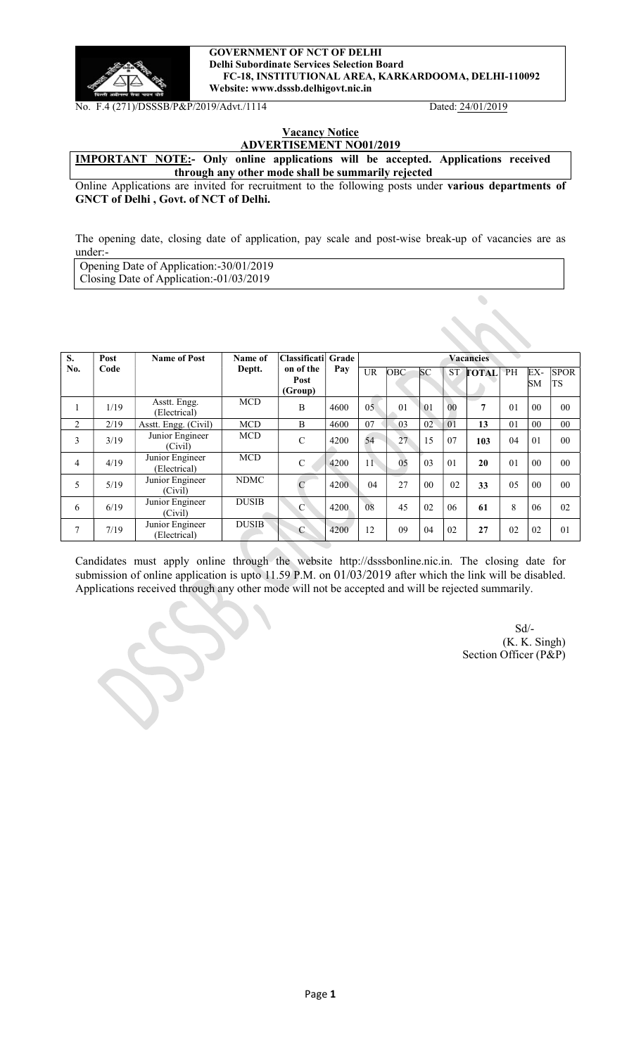**GOVERNMENT OF NCT OF DELHI**
**Delhi Subordinate Services Selection Board**
**FC-18, INSTITUTIONAL AREA, KARKARDOOMA, DELHI-110092**
**Website: www.dsssb.delhigovt.nic.in**

No. F.4 (271)/DSSSB/P&P/2019/Advt./1114 Dated: 24/01/2019

## Vacancy Notice
## ADVERTISEMENT NO01/2019

**IMPORTANT NOTE:- Only online applications will be accepted. Applications received through any other mode shall be summarily rejected**

Online Applications are invited for recruitment to the following posts under **various departments of GNCT of Delhi , Govt. of NCT of Delhi.**

The opening date, closing date of application, pay scale and post-wise break-up of vacancies are as under:-

Opening Date of Application:-30/01/2019
Closing Date of Application:-01/03/2019

| S. No. | Post Code | Name of Post | Name of Deptt. | Classification of the Post (Group) | Grade Pay | Vacancies | | | | | | | |
|---|---|---|---|---|---|---|---|---|---|---|---|---|---|
| | | | | | | UR | OBC | SC | ST | TOTAL | PH | EX-SM | SPORTS |
| 1 | 1/19 | Asstt. Engg. (Electrical) | MCD | B | 4600 | 05 | 01 | 01 | 00 | **7** | 01 | 00 | 00 |
| 2 | 2/19 | Asstt. Engg. (Civil) | MCD | B | 4600 | 07 | 03 | 02 | 01 | **13** | 01 | 00 | 00 |
| 3 | 3/19 | Junior Engineer (Civil) | MCD | C | 4200 | 54 | 27 | 15 | 07 | **103** | 04 | 01 | 00 |
| 4 | 4/19 | Junior Engineer (Electrical) | MCD | C | 4200 | 11 | 05 | 03 | 01 | **20** | 01 | 00 | 00 |
| 5 | 5/19 | Junior Engineer (Civil) | NDMC | C | 4200 | 04 | 27 | 00 | 02 | **33** | 05 | 00 | 00 |
| 6 | 6/19 | Junior Engineer (Civil) | DUSIB | C | 4200 | 08 | 45 | 02 | 06 | **61** | 8 | 06 | 02 |
| 7 | 7/19 | Junior Engineer (Electrical) | DUSIB | C | 4200 | 12 | 09 | 04 | 02 | **27** | 02 | 02 | 01 |

Candidates must apply online through the website http://dsssbonline.nic.in. The closing date for submission of online application is upto 11.59 P.M. on 01/03/2019 after which the link will be disabled. Applications received through any other mode will not be accepted and will be rejected summarily.

Sd/-
(K. K. Singh)
Section Officer (P&P)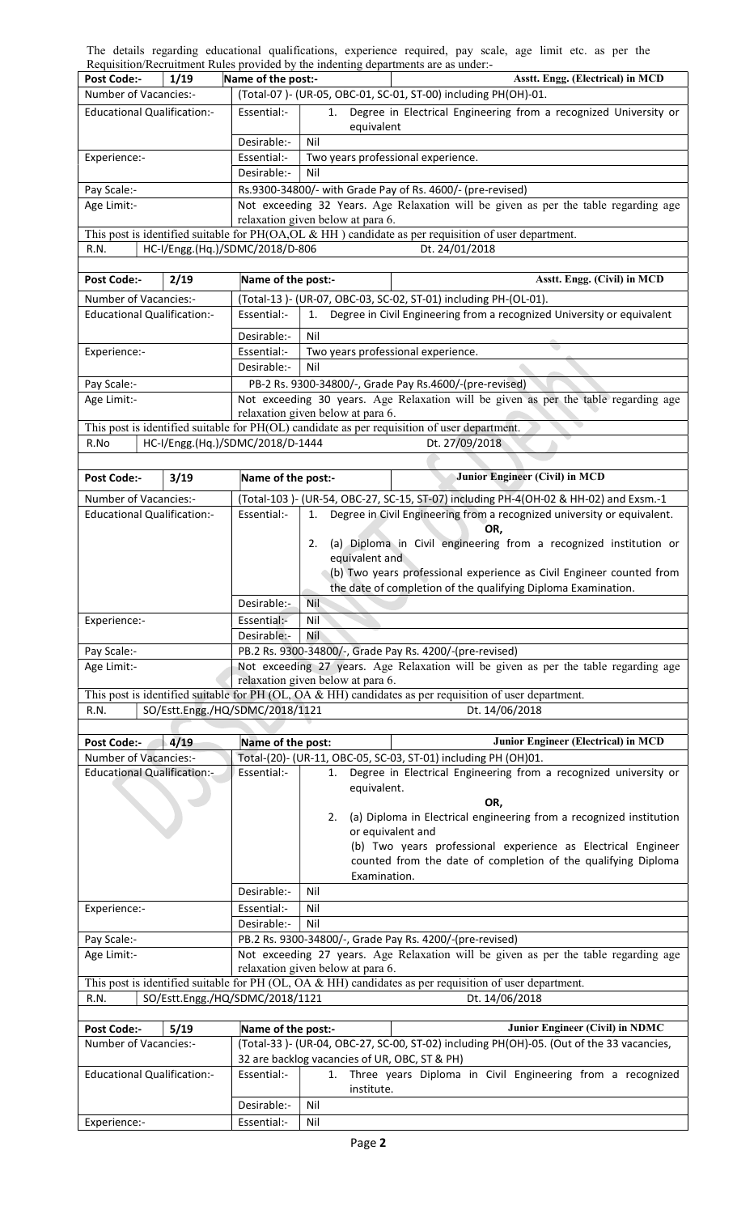The details regarding educational qualifications, experience required, pay scale, age limit etc. as per the Requisition/Recruitment Rules provided by the indenting departments are as under:-

| Post Code:- | 1/19 | Name of the post:- | Asstt. Engg. (Electrical) in MCD |
|---|---|---|---|
| Number of Vacancies:- | | (Total-07 )- (UR-05, OBC-01, SC-01, ST-00) including PH(OH)-01. | |
| Educational Qualification:- | | Essential:- | 1. Degree in Electrical Engineering from a recognized University or equivalent |
| | | Desirable:- | Nil |
| Experience:- | | Essential:- | Two years professional experience. |
| | | Desirable:- | Nil |
| Pay Scale:- | | Rs.9300-34800/- with Grade Pay of Rs. 4600/- (pre-revised) | |
| Age Limit:- | | Not exceeding 32 Years. Age Relaxation will be given as per the table regarding age relaxation given below at para 6. | |
| This post is identified suitable for PH(OA,OL & HH ) candidate as per requisition of user department. | | | |
| R.N. | HC-I/Engg.(Hq.)/SDMC/2018/D-806 | Dt. 24/01/2018 | |

| Post Code:- | 2/19 | Name of the post:- | Asstt. Engg. (Civil) in MCD |
|---|---|---|---|
| Number of Vacancies:- | | (Total-13 )- (UR-07, OBC-03, SC-02, ST-01) including PH-(OL-01). | |
| Educational Qualification:- | | Essential:- | 1. Degree in Civil Engineering from a recognized University or equivalent |
| | | Desirable:- | Nil |
| Experience:- | | Essential:- | Two years professional experience. |
| | | Desirable:- | Nil |
| Pay Scale:- | | PB-2 Rs. 9300-34800/-, Grade Pay Rs.4600/-(pre-revised) | |
| Age Limit:- | | Not exceeding 30 years. Age Relaxation will be given as per the table regarding age relaxation given below at para 6. | |
| This post is identified suitable for PH(OL) candidate as per requisition of user department. | | | |
| R.No | HC-I/Engg.(Hq.)/SDMC/2018/D-1444 | Dt. 27/09/2018 | |

| Post Code:- | 3/19 | Name of the post:- | Junior Engineer (Civil) in MCD |
|---|---|---|---|
| Number of Vacancies:- | | (Total-103 )- (UR-54, OBC-27, SC-15, ST-07) including PH-4(OH-02 & HH-02) and Exsm.-1 | |
| Educational Qualification:- | | Essential:- | 1. Degree in Civil Engineering from a recognized university or equivalent.<br>OR,<br>2. (a) Diploma in Civil engineering from a recognized institution or equivalent and<br>(b) Two years professional experience as Civil Engineer counted from the date of completion of the qualifying Diploma Examination. |
| | | Desirable:- | Nil |
| Experience:- | | Essential:- | Nil |
| | | Desirable:- | Nil |
| Pay Scale:- | | PB.2 Rs. 9300-34800/-, Grade Pay Rs. 4200/-(pre-revised) | |
| Age Limit:- | | Not exceeding 27 years. Age Relaxation will be given as per the table regarding age relaxation given below at para 6. | |
| This post is identified suitable for PH (OL, OA & HH) candidates as per requisition of user department. | | | |
| R.N. | SO/Estt.Engg./HQ/SDMC/2018/1121 | Dt. 14/06/2018 | |

| Post Code:- | 4/19 | Name of the post: | Junior Engineer (Electrical) in MCD |
|---|---|---|---|
| Number of Vacancies:- | | Total-(20)- (UR-11, OBC-05, SC-03, ST-01) including PH (OH)01. | |
| Educational Qualification:- | | Essential:- | 1. Degree in Electrical Engineering from a recognized university or equivalent.<br>OR,<br>2. (a) Diploma in Electrical engineering from a recognized institution or equivalent and<br>(b) Two years professional experience as Electrical Engineer counted from the date of completion of the qualifying Diploma Examination. |
| | | Desirable:- | Nil |
| Experience:- | | Essential:- | Nil |
| | | Desirable:- | Nil |
| Pay Scale:- | | PB.2 Rs. 9300-34800/-, Grade Pay Rs. 4200/-(pre-revised) | |
| Age Limit:- | | Not exceeding 27 years. Age Relaxation will be given as per the table regarding age relaxation given below at para 6. | |
| This post is identified suitable for PH (OL, OA & HH) candidates as per requisition of user department. | | | |
| R.N. | SO/Estt.Engg./HQ/SDMC/2018/1121 | Dt. 14/06/2018 | |

| Post Code:- | 5/19 | Name of the post:- | Junior Engineer (Civil) in NDMC |
|---|---|---|---|
| Number of Vacancies:- | | (Total-33 )- (UR-04, OBC-27, SC-00, ST-02) including PH(OH)-05. (Out of the 33 vacancies, 32 are backlog vacancies of UR, OBC, ST & PH) | |
| Educational Qualification:- | | Essential:- | 1. Three years Diploma in Civil Engineering from a recognized institute. |
| | | Desirable:- | Nil |
| Experience:- | | Essential:- | Nil |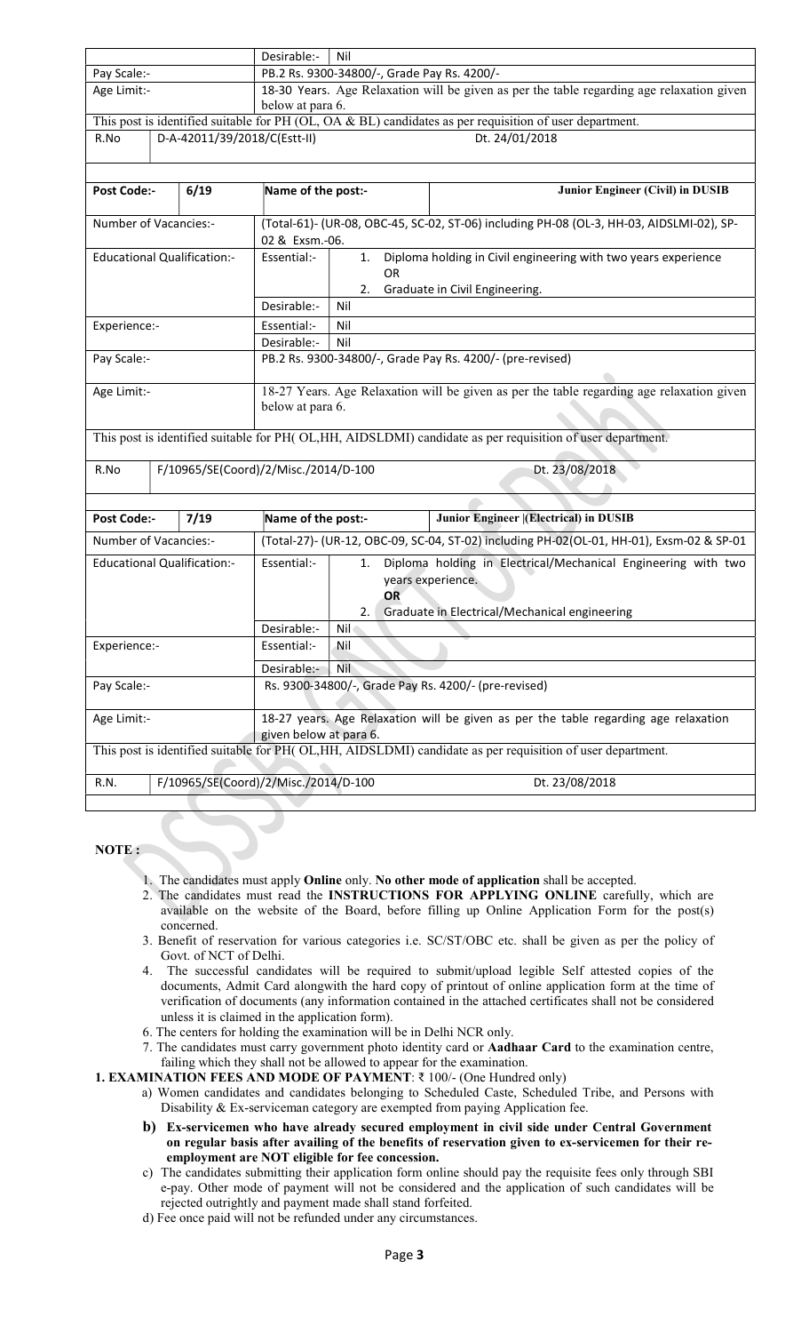| | | | |
|---|---|---|---|
| | | Desirable:- | Nil |
| Pay Scale:- | | PB.2 Rs. 9300-34800/-, Grade Pay Rs. 4200/- | |
| Age Limit:- | | 18-30 Years. Age Relaxation will be given as per the table regarding age relaxation given below at para 6. | |
| This post is identified suitable for PH (OL, OA & BL) candidates as per requisition of user department. | | | |
| R.No | D-A-42011/39/2018/C(Estt-II) | Dt. 24/01/2018 | |

| | | | |
|---|---|---|---|
| **Post Code:-** | **6/19** | **Name of the post:-** | **Junior Engineer (Civil) in DUSIB** |
| Number of Vacancies:- | | (Total-61)- (UR-08, OBC-45, SC-02, ST-06) including PH-08 (OL-3, HH-03, AIDSLMI-02), SP-02 & Exsm.-06. | |
| Educational Qualification:- | | Essential:- | 1. Diploma holding in Civil engineering with two years experience<br>OR<br>2. Graduate in Civil Engineering. |
| | | Desirable:- | Nil |
| Experience:- | | Essential:- | Nil |
| | | Desirable:- | Nil |
| Pay Scale:- | | PB.2 Rs. 9300-34800/-, Grade Pay Rs. 4200/- (pre-revised) | |
| Age Limit:- | | 18-27 Years. Age Relaxation will be given as per the table regarding age relaxation given below at para 6. | |
| This post is identified suitable for PH( OL,HH, AIDSLDMI) candidate as per requisition of user department. | | | |
| R.No | F/10965/SE(Coord)/2/Misc./2014/D-100 | Dt. 23/08/2018 | |

| | | | |
|---|---|---|---|
| **Post Code:-** | **7/19** | **Name of the post:-** | **Junior Engineer \|(Electrical) in DUSIB** |
| Number of Vacancies:- | | (Total-27)- (UR-12, OBC-09, SC-04, ST-02) including PH-02(OL-01, HH-01), Exsm-02 & SP-01 | |
| Educational Qualification:- | | Essential:- | 1. Diploma holding in Electrical/Mechanical Engineering with two years experience.<br>**OR**<br>2. Graduate in Electrical/Mechanical engineering |
| | | Desirable:- | Nil |
| Experience:- | | Essential:- | Nil |
| | | Desirable:- | Nil |
| Pay Scale:- | | Rs. 9300-34800/-, Grade Pay Rs. 4200/- (pre-revised) | |
| Age Limit:- | | 18-27 years. Age Relaxation will be given as per the table regarding age relaxation given below at para 6. | |
| This post is identified suitable for PH( OL,HH, AIDSLDMI) candidate as per requisition of user department. | | | |
| R.N. | F/10965/SE(Coord)/2/Misc./2014/D-100 | Dt. 23/08/2018 | |

**NOTE :**

1. The candidates must apply **Online** only. **No other mode of application** shall be accepted.
2. The candidates must read the **INSTRUCTIONS FOR APPLYING ONLINE** carefully, which are available on the website of the Board, before filling up Online Application Form for the post(s) concerned.
3. Benefit of reservation for various categories i.e. SC/ST/OBC etc. shall be given as per the policy of Govt. of NCT of Delhi.
4. The successful candidates will be required to submit/upload legible Self attested copies of the documents, Admit Card alongwith the hard copy of printout of online application form at the time of verification of documents (any information contained in the attached certificates shall not be considered unless it is claimed in the application form).
6. The centers for holding the examination will be in Delhi NCR only.
7. The candidates must carry government photo identity card or **Aadhaar Card** to the examination centre, failing which they shall not be allowed to appear for the examination.

**1. EXAMINATION FEES AND MODE OF PAYMENT**: ₹ 100/- (One Hundred only)

a) Women candidates and candidates belonging to Scheduled Caste, Scheduled Tribe, and Persons with Disability & Ex-serviceman category are exempted from paying Application fee.

**b) Ex-servicemen who have already secured employment in civil side under Central Government on regular basis after availing of the benefits of reservation given to ex-servicemen for their re-employment are NOT eligible for fee concession.**

c) The candidates submitting their application form online should pay the requisite fees only through SBI e-pay. Other mode of payment will not be considered and the application of such candidates will be rejected outrightly and payment made shall stand forfeited.

d) Fee once paid will not be refunded under any circumstances.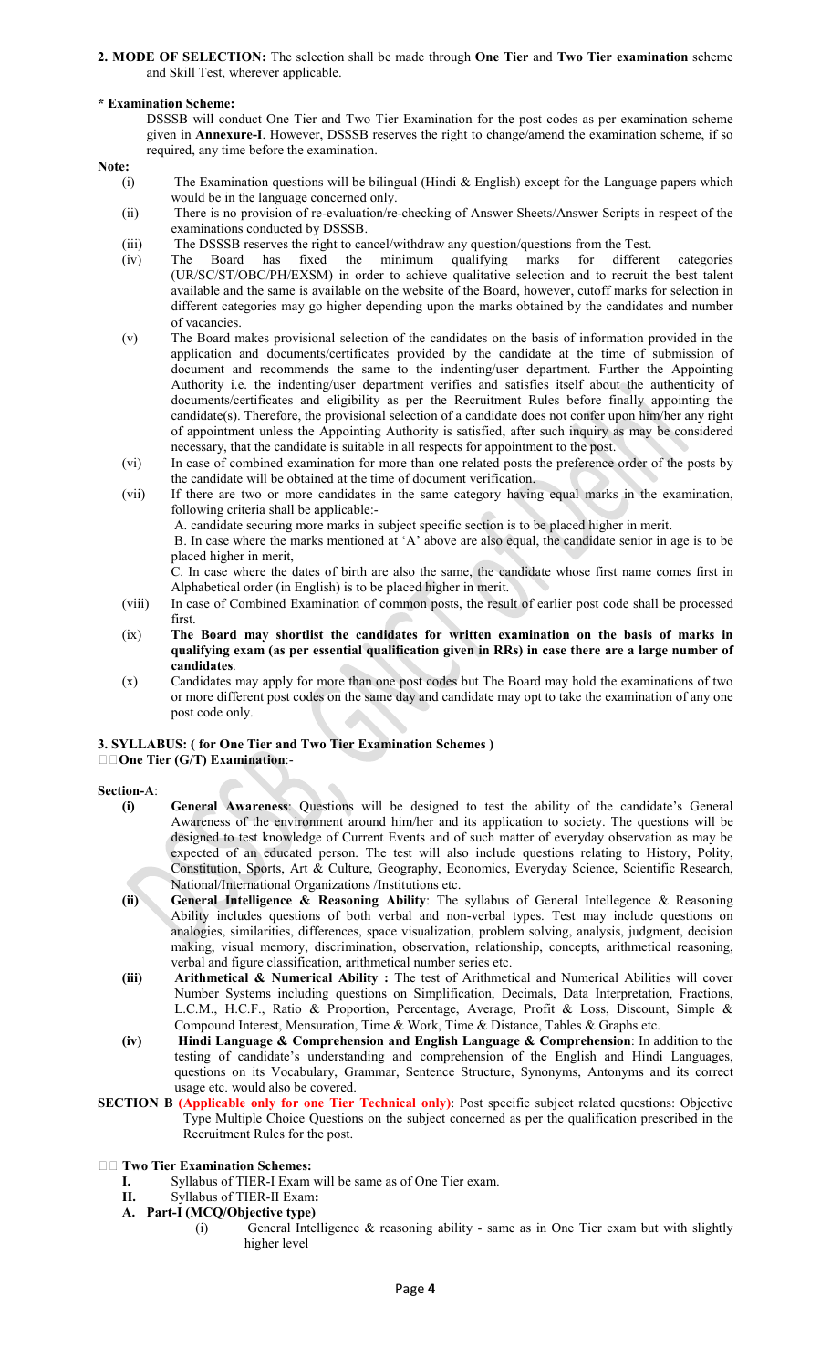**2. MODE OF SELECTION:** The selection shall be made through **One Tier** and **Two Tier examination** scheme and Skill Test, wherever applicable.

**\* Examination Scheme:**

DSSSB will conduct One Tier and Two Tier Examination for the post codes as per examination scheme given in **Annexure-I**. However, DSSSB reserves the right to change/amend the examination scheme, if so required, any time before the examination.

**Note:**

(i) The Examination questions will be bilingual (Hindi & English) except for the Language papers which would be in the language concerned only.

(ii) There is no provision of re-evaluation/re-checking of Answer Sheets/Answer Scripts in respect of the examinations conducted by DSSSB.

(iii) The DSSSB reserves the right to cancel/withdraw any question/questions from the Test.

(iv) The Board has fixed the minimum qualifying marks for different categories (UR/SC/ST/OBC/PH/EXSM) in order to achieve qualitative selection and to recruit the best talent available and the same is available on the website of the Board, however, cutoff marks for selection in different categories may go higher depending upon the marks obtained by the candidates and number of vacancies.

(v) The Board makes provisional selection of the candidates on the basis of information provided in the application and documents/certificates provided by the candidate at the time of submission of document and recommends the same to the indenting/user department. Further the Appointing Authority i.e. the indenting/user department verifies and satisfies itself about the authenticity of documents/certificates and eligibility as per the Recruitment Rules before finally appointing the candidate(s). Therefore, the provisional selection of a candidate does not confer upon him/her any right of appointment unless the Appointing Authority is satisfied, after such inquiry as may be considered necessary, that the candidate is suitable in all respects for appointment to the post.

(vi) In case of combined examination for more than one related posts the preference order of the posts by the candidate will be obtained at the time of document verification.

(vii) If there are two or more candidates in the same category having equal marks in the examination, following criteria shall be applicable:-

A. candidate securing more marks in subject specific section is to be placed higher in merit.

B. In case where the marks mentioned at 'A' above are also equal, the candidate senior in age is to be placed higher in merit,

C. In case where the dates of birth are also the same, the candidate whose first name comes first in Alphabetical order (in English) is to be placed higher in merit.

(viii) In case of Combined Examination of common posts, the result of earlier post code shall be processed first.

(ix) **The Board may shortlist the candidates for written examination on the basis of marks in qualifying exam (as per essential qualification given in RRs) in case there are a large number of candidates**.

(x) Candidates may apply for more than one post codes but The Board may hold the examinations of two or more different post codes on the same day and candidate may opt to take the examination of any one post code only.

**3. SYLLABUS: ( for One Tier and Two Tier Examination Schemes )**

**One Tier (G/T) Examination**:-

**Section-A**:

**(i) General Awareness**: Questions will be designed to test the ability of the candidate's General Awareness of the environment around him/her and its application to society. The questions will be designed to test knowledge of Current Events and of such matter of everyday observation as may be expected of an educated person. The test will also include questions relating to History, Polity, Constitution, Sports, Art & Culture, Geography, Economics, Everyday Science, Scientific Research, National/International Organizations /Institutions etc.

**(ii) General Intelligence & Reasoning Ability**: The syllabus of General Intellegence & Reasoning Ability includes questions of both verbal and non-verbal types. Test may include questions on analogies, similarities, differences, space visualization, problem solving, analysis, judgment, decision making, visual memory, discrimination, observation, relationship, concepts, arithmetical reasoning, verbal and figure classification, arithmetical number series etc.

**(iii) Arithmetical & Numerical Ability :** The test of Arithmetical and Numerical Abilities will cover Number Systems including questions on Simplification, Decimals, Data Interpretation, Fractions, L.C.M., H.C.F., Ratio & Proportion, Percentage, Average, Profit & Loss, Discount, Simple & Compound Interest, Mensuration, Time & Work, Time & Distance, Tables & Graphs etc.

**(iv) Hindi Language & Comprehension and English Language & Comprehension**: In addition to the testing of candidate's understanding and comprehension of the English and Hindi Languages, questions on its Vocabulary, Grammar, Sentence Structure, Synonyms, Antonyms and its correct usage etc. would also be covered.

**SECTION B (Applicable only for one Tier Technical only)**: Post specific subject related questions: Objective Type Multiple Choice Questions on the subject concerned as per the qualification prescribed in the Recruitment Rules for the post.

**Two Tier Examination Schemes:**

**I.** Syllabus of TIER-I Exam will be same as of One Tier exam.

**II.** Syllabus of TIER-II Exam**:**

**A. Part-I (MCQ/Objective type)**

(i) General Intelligence & reasoning ability - same as in One Tier exam but with slightly higher level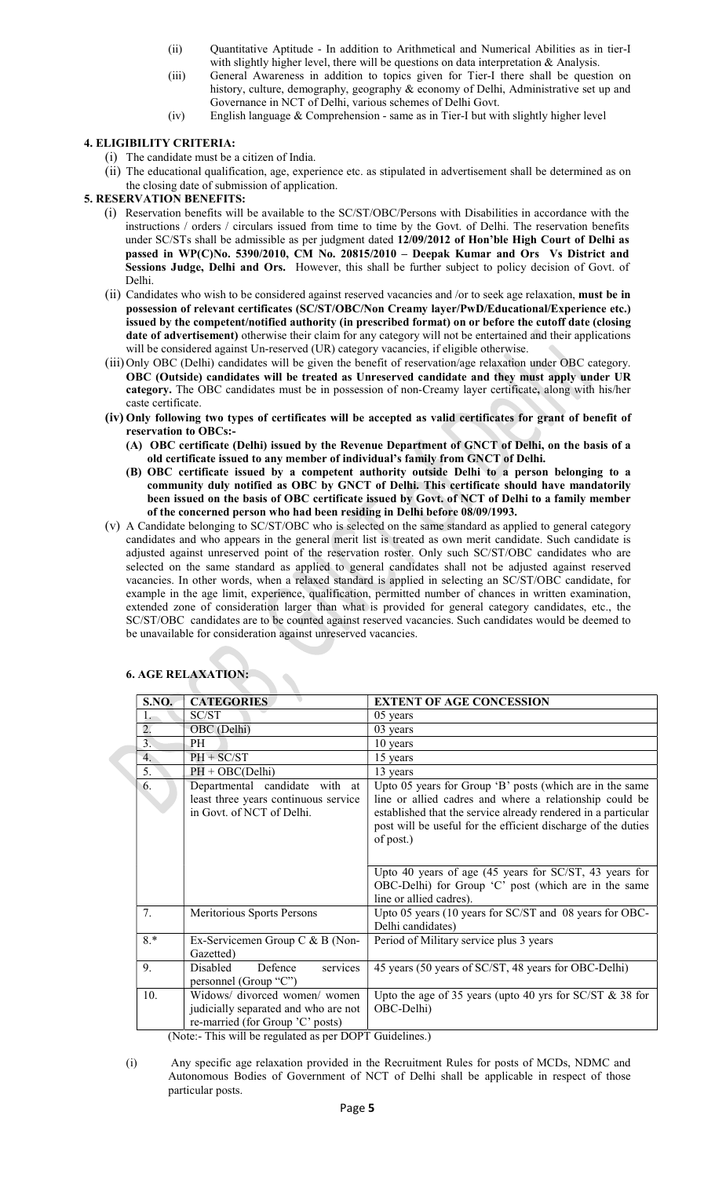(ii) Quantitative Aptitude - In addition to Arithmetical and Numerical Abilities as in tier-I with slightly higher level, there will be questions on data interpretation & Analysis.

(iii) General Awareness in addition to topics given for Tier-I there shall be question on history, culture, demography, geography & economy of Delhi, Administrative set up and Governance in NCT of Delhi, various schemes of Delhi Govt.

(iv) English language & Comprehension - same as in Tier-I but with slightly higher level

### 4. ELIGIBILITY CRITERIA:

(i) The candidate must be a citizen of India.

(ii) The educational qualification, age, experience etc. as stipulated in advertisement shall be determined as on the closing date of submission of application.

### 5. RESERVATION BENEFITS:

(i) Reservation benefits will be available to the SC/ST/OBC/Persons with Disabilities in accordance with the instructions / orders / circulars issued from time to time by the Govt. of Delhi. The reservation benefits under SC/STs shall be admissible as per judgment dated **12/09/2012 of Hon'ble High Court of Delhi as passed in WP(C)No. 5390/2010, CM No. 20815/2010 – Deepak Kumar and Ors Vs District and Sessions Judge, Delhi and Ors.** However, this shall be further subject to policy decision of Govt. of Delhi.

(ii) Candidates who wish to be considered against reserved vacancies and /or to seek age relaxation, **must be in possession of relevant certificates (SC/ST/OBC/Non Creamy layer/PwD/Educational/Experience etc.) issued by the competent/notified authority (in prescribed format) on or before the cutoff date (closing date of advertisement)** otherwise their claim for any category will not be entertained and their applications will be considered against Un-reserved (UR) category vacancies, if eligible otherwise.

(iii) Only OBC (Delhi) candidates will be given the benefit of reservation/age relaxation under OBC category. **OBC (Outside) candidates will be treated as Unreserved candidate and they must apply under UR category.** The OBC candidates must be in possession of non-Creamy layer certificate**,** along with his/her caste certificate.

**(iv) Only following two types of certificates will be accepted as valid certificates for grant of benefit of reservation to OBCs:-**

**(A) OBC certificate (Delhi) issued by the Revenue Department of GNCT of Delhi, on the basis of a old certificate issued to any member of individual's family from GNCT of Delhi.**

**(B) OBC certificate issued by a competent authority outside Delhi to a person belonging to a community duly notified as OBC by GNCT of Delhi. This certificate should have mandatorily been issued on the basis of OBC certificate issued by Govt. of NCT of Delhi to a family member of the concerned person who had been residing in Delhi before 08/09/1993.**

(v) A Candidate belonging to SC/ST/OBC who is selected on the same standard as applied to general category candidates and who appears in the general merit list is treated as own merit candidate. Such candidate is adjusted against unreserved point of the reservation roster. Only such SC/ST/OBC candidates who are selected on the same standard as applied to general candidates shall not be adjusted against reserved vacancies. In other words, when a relaxed standard is applied in selecting an SC/ST/OBC candidate, for example in the age limit, experience, qualification, permitted number of chances in written examination, extended zone of consideration larger than what is provided for general category candidates, etc., the SC/ST/OBC candidates are to be counted against reserved vacancies. Such candidates would be deemed to be unavailable for consideration against unreserved vacancies.

### 6. AGE RELAXATION:

| S.NO. | CATEGORIES | EXTENT OF AGE CONCESSION |
|---|---|---|
| 1. | SC/ST | 05 years |
| 2. | OBC (Delhi) | 03 years |
| 3. | PH | 10 years |
| 4. | PH + SC/ST | 15 years |
| 5. | PH + OBC(Delhi) | 13 years |
| 6. | Departmental candidate with at least three years continuous service in Govt. of NCT of Delhi. | Upto 05 years for Group 'B' posts (which are in the same line or allied cadres and where a relationship could be established that the service already rendered in a particular post will be useful for the efficient discharge of the duties of post.)<br><br>Upto 40 years of age (45 years for SC/ST, 43 years for OBC-Delhi) for Group 'C' post (which are in the same line or allied cadres). |
| 7. | Meritorious Sports Persons | Upto 05 years (10 years for SC/ST and 08 years for OBC-Delhi candidates) |
| 8.* | Ex-Servicemen Group C & B (Non-Gazetted) | Period of Military service plus 3 years |
| 9. | Disabled Defence services personnel (Group "C") | 45 years (50 years of SC/ST, 48 years for OBC-Delhi) |
| 10. | Widows/ divorced women/ women judicially separated and who are not re-married (for Group 'C' posts) | Upto the age of 35 years (upto 40 yrs for SC/ST & 38 for OBC-Delhi) |

(Note:- This will be regulated as per DOPT Guidelines.)

(i) Any specific age relaxation provided in the Recruitment Rules for posts of MCDs, NDMC and Autonomous Bodies of Government of NCT of Delhi shall be applicable in respect of those particular posts.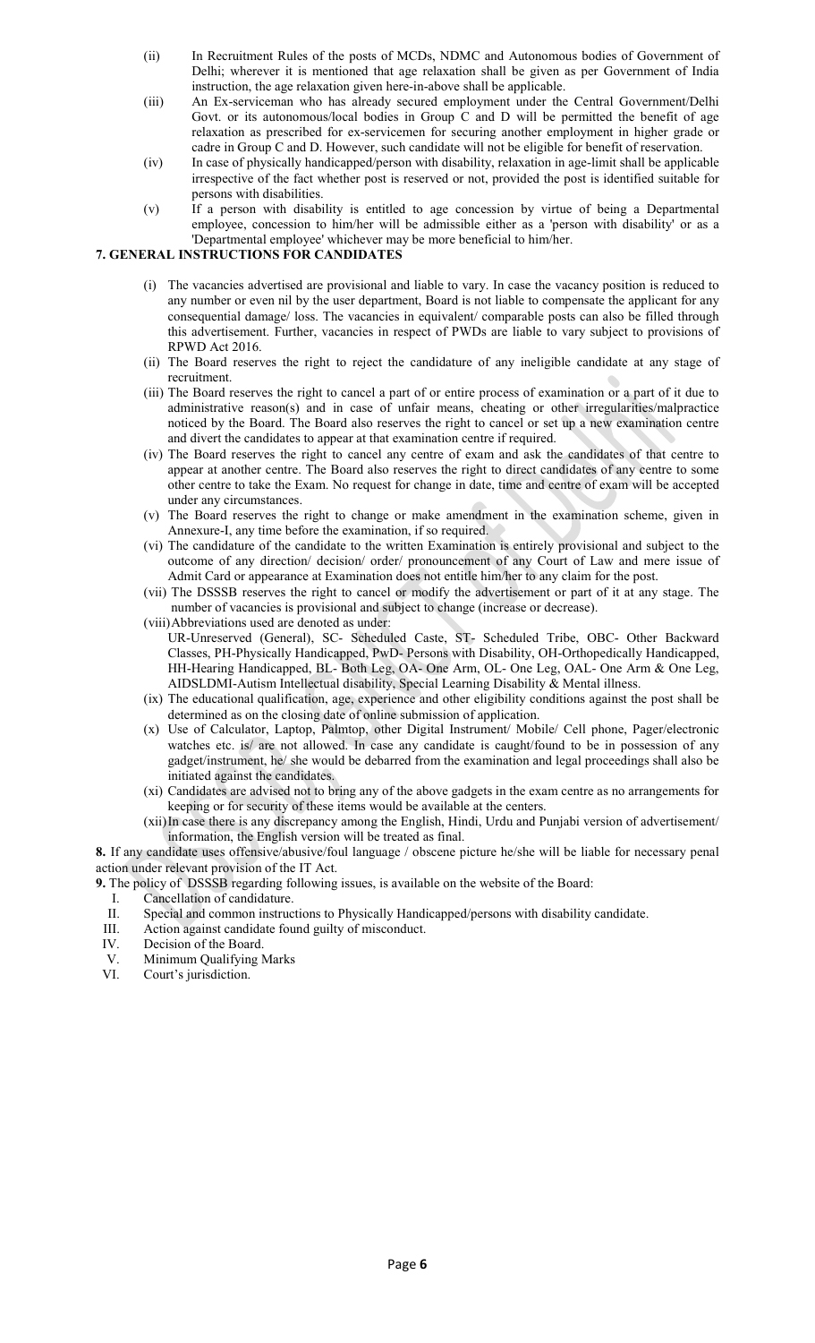(ii) In Recruitment Rules of the posts of MCDs, NDMC and Autonomous bodies of Government of Delhi; wherever it is mentioned that age relaxation shall be given as per Government of India instruction, the age relaxation given here-in-above shall be applicable.

(iii) An Ex-serviceman who has already secured employment under the Central Government/Delhi Govt. or its autonomous/local bodies in Group C and D will be permitted the benefit of age relaxation as prescribed for ex-servicemen for securing another employment in higher grade or cadre in Group C and D. However, such candidate will not be eligible for benefit of reservation.

(iv) In case of physically handicapped/person with disability, relaxation in age-limit shall be applicable irrespective of the fact whether post is reserved or not, provided the post is identified suitable for persons with disabilities.

(v) If a person with disability is entitled to age concession by virtue of being a Departmental employee, concession to him/her will be admissible either as a 'person with disability' or as a 'Departmental employee' whichever may be more beneficial to him/her.

**7. GENERAL INSTRUCTIONS FOR CANDIDATES**

(i) The vacancies advertised are provisional and liable to vary. In case the vacancy position is reduced to any number or even nil by the user department, Board is not liable to compensate the applicant for any consequential damage/ loss. The vacancies in equivalent/ comparable posts can also be filled through this advertisement. Further, vacancies in respect of PWDs are liable to vary subject to provisions of RPWD Act 2016.

(ii) The Board reserves the right to reject the candidature of any ineligible candidate at any stage of recruitment.

(iii) The Board reserves the right to cancel a part of or entire process of examination or a part of it due to administrative reason(s) and in case of unfair means, cheating or other irregularities/malpractice noticed by the Board. The Board also reserves the right to cancel or set up a new examination centre and divert the candidates to appear at that examination centre if required.

(iv) The Board reserves the right to cancel any centre of exam and ask the candidates of that centre to appear at another centre. The Board also reserves the right to direct candidates of any centre to some other centre to take the Exam. No request for change in date, time and centre of exam will be accepted under any circumstances.

(v) The Board reserves the right to change or make amendment in the examination scheme, given in Annexure-I, any time before the examination, if so required.

(vi) The candidature of the candidate to the written Examination is entirely provisional and subject to the outcome of any direction/ decision/ order/ pronouncement of any Court of Law and mere issue of Admit Card or appearance at Examination does not entitle him/her to any claim for the post.

(vii) The DSSSB reserves the right to cancel or modify the advertisement or part of it at any stage. The number of vacancies is provisional and subject to change (increase or decrease).

(viii) Abbreviations used are denoted as under:
UR-Unreserved (General), SC- Scheduled Caste, ST- Scheduled Tribe, OBC- Other Backward Classes, PH-Physically Handicapped, PwD- Persons with Disability, OH-Orthopedically Handicapped, HH-Hearing Handicapped, BL- Both Leg, OA- One Arm, OL- One Leg, OAL- One Arm & One Leg, AIDSLDMI-Autism Intellectual disability, Special Learning Disability & Mental illness.

(ix) The educational qualification, age, experience and other eligibility conditions against the post shall be determined as on the closing date of online submission of application.

(x) Use of Calculator, Laptop, Palmtop, other Digital Instrument/ Mobile/ Cell phone, Pager/electronic watches etc. is/ are not allowed. In case any candidate is caught/found to be in possession of any gadget/instrument, he/ she would be debarred from the examination and legal proceedings shall also be initiated against the candidates.

(xi) Candidates are advised not to bring any of the above gadgets in the exam centre as no arrangements for keeping or for security of these items would be available at the centers.

(xii) In case there is any discrepancy among the English, Hindi, Urdu and Punjabi version of advertisement/ information, the English version will be treated as final.

**8.** If any candidate uses offensive/abusive/foul language / obscene picture he/she will be liable for necessary penal action under relevant provision of the IT Act.

**9.** The policy of DSSSB regarding following issues, is available on the website of the Board:

I. Cancellation of candidature.
II. Special and common instructions to Physically Handicapped/persons with disability candidate.
III. Action against candidate found guilty of misconduct.
IV. Decision of the Board.
V. Minimum Qualifying Marks
VI. Court's jurisdiction.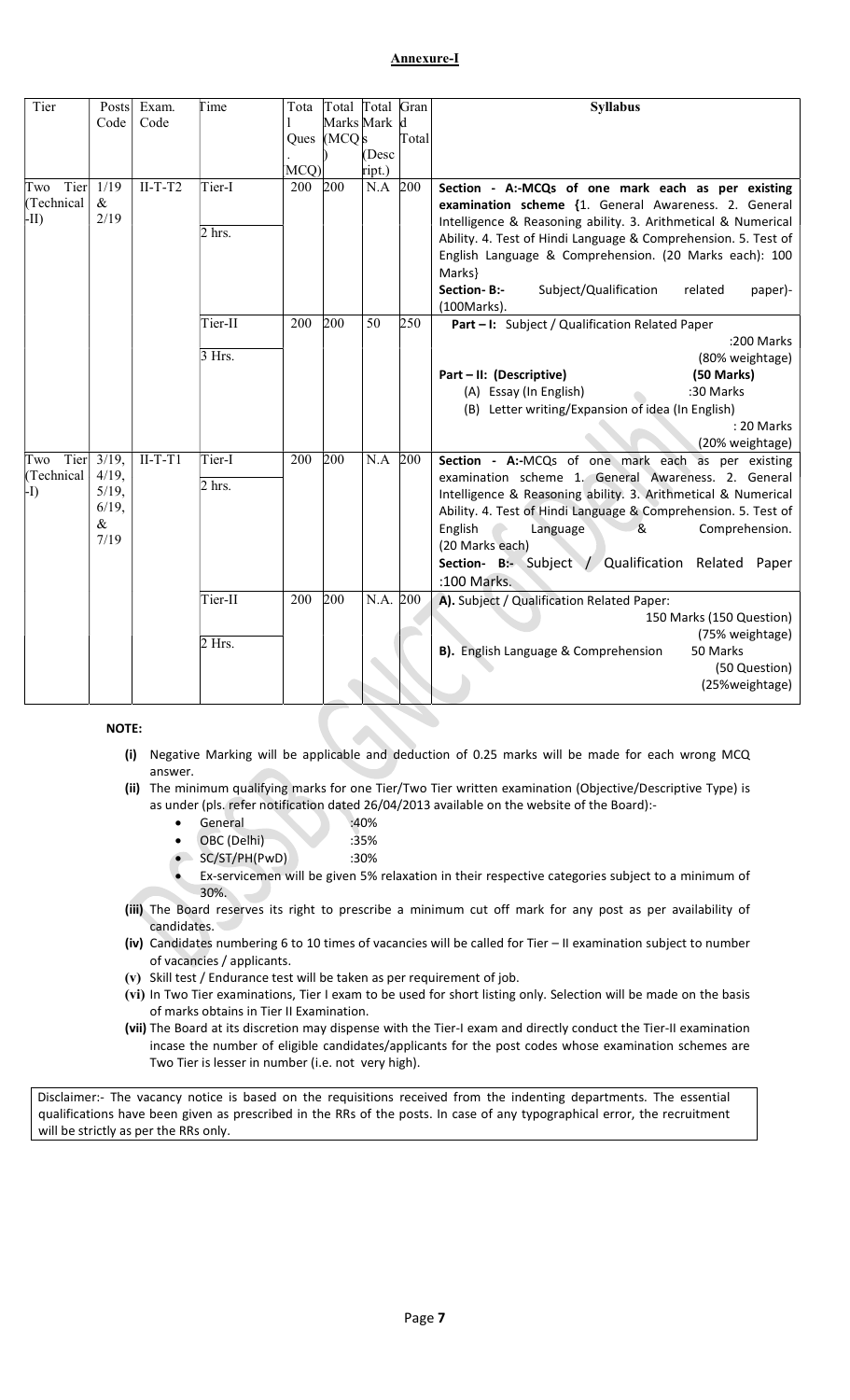**Annexure-I**

| Tier | Posts Code | Exam. Code | Time | Total Ques. (MCQ) | Total Marks (MCQs) | Total Marks (Descript.) | Grand Total | Syllabus |
|---|---|---|---|---|---|---|---|---|
| Two Tier (Technical -II) | 1/19 & 2/19 | II-T-T2 | Tier-I 2 hrs. | 200 | 200 | N.A | 200 | **Section - A:-MCQs of one mark each as per existing examination scheme {**1. General Awareness. 2. General Intelligence & Reasoning ability. 3. Arithmetical & Numerical Ability. 4. Test of Hindi Language & Comprehension. 5. Test of English Language & Comprehension. (20 Marks each): 100 Marks} **Section- B:-** Subject/Qualification related paper)-(100Marks). |
| | | | Tier-II 3 Hrs. | 200 | 200 | 50 | 250 | **Part – I:** Subject / Qualification Related Paper :200 Marks (80% weightage) **Part – II: (Descriptive) (50 Marks)** (A) Essay (In English) :30 Marks (B) Letter writing/Expansion of idea (In English) : 20 Marks (20% weightage) |
| Two Tier (Technical -I) | 3/19, 4/19, 5/19, 6/19, & 7/19 | II-T-T1 | Tier-I 2 hrs. | 200 | 200 | N.A | 200 | **Section - A:-**MCQs of one mark each as per existing examination scheme 1. General Awareness. 2. General Intelligence & Reasoning ability. 3. Arithmetical & Numerical Ability. 4. Test of Hindi Language & Comprehension. 5. Test of English Language & Comprehension. (20 Marks each) **Section- B:-** Subject / Qualification Related Paper :100 Marks. |
| | | | Tier-II 2 Hrs. | 200 | 200 | N.A. | 200 | **A).** Subject / Qualification Related Paper: 150 Marks (150 Question) (75% weightage) **B).** English Language & Comprehension 50 Marks (50 Question) (25%weightage) |

**NOTE:**

**(i)** Negative Marking will be applicable and deduction of 0.25 marks will be made for each wrong MCQ answer.

**(ii)** The minimum qualifying marks for one Tier/Two Tier written examination (Objective/Descriptive Type) is as under (pls. refer notification dated 26/04/2013 available on the website of the Board):-

- General :40%
- OBC (Delhi) :35%
- SC/ST/PH(PwD) :30%
- Ex-servicemen will be given 5% relaxation in their respective categories subject to a minimum of 30%.

**(iii)** The Board reserves its right to prescribe a minimum cut off mark for any post as per availability of candidates.

**(iv)** Candidates numbering 6 to 10 times of vacancies will be called for Tier – II examination subject to number of vacancies / applicants.

**(v)** Skill test / Endurance test will be taken as per requirement of job.

**(vi)** In Two Tier examinations, Tier I exam to be used for short listing only. Selection will be made on the basis of marks obtains in Tier II Examination.

**(vii)** The Board at its discretion may dispense with the Tier-I exam and directly conduct the Tier-II examination incase the number of eligible candidates/applicants for the post codes whose examination schemes are Two Tier is lesser in number (i.e. not very high).

Disclaimer:- The vacancy notice is based on the requisitions received from the indenting departments. The essential qualifications have been given as prescribed in the RRs of the posts. In case of any typographical error, the recruitment will be strictly as per the RRs only.